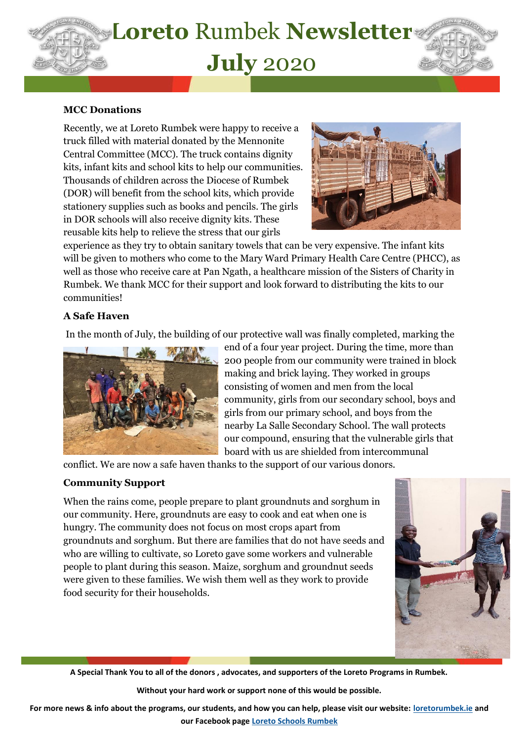# **Loreto** Rumbek **Newsletter**
## **July** 2020

### MCC Donations

Recently, we at Loreto Rumbek were happy to receive a truck filled with material donated by the Mennonite Central Committee (MCC). The truck contains dignity kits, infant kits and school kits to help our communities. Thousands of children across the Diocese of Rumbek (DOR) will benefit from the school kits, which provide stationery supplies such as books and pencils. The girls in DOR schools will also receive dignity kits. These reusable kits help to relieve the stress that our girls experience as they try to obtain sanitary towels that can be very expensive. The infant kits will be given to mothers who come to the Mary Ward Primary Health Care Centre (PHCC), as well as those who receive care at Pan Ngath, a healthcare mission of the Sisters of Charity in Rumbek. We thank MCC for their support and look forward to distributing the kits to our communities!

### A Safe Haven

In the month of July, the building of our protective wall was finally completed, marking the end of a four year project. During the time, more than 200 people from our community were trained in block making and brick laying. They worked in groups consisting of women and men from the local community, girls from our secondary school, boys and girls from our primary school, and boys from the nearby La Salle Secondary School. The wall protects our compound, ensuring that the vulnerable girls that board with us are shielded from intercommunal conflict. We are now a safe haven thanks to the support of our various donors.

### Community Support

When the rains come, people prepare to plant groundnuts and sorghum in our community. Here, groundnuts are easy to cook and eat when one is hungry. The community does not focus on most crops apart from groundnuts and sorghum. But there are families that do not have seeds and who are willing to cultivate, so Loreto gave some workers and vulnerable people to plant during this season. Maize, sorghum and groundnut seeds were given to these families. We wish them well as they work to provide food security for their households.

**A Special Thank You to all of the donors , advocates, and supporters of the Loreto Programs in Rumbek.**

**Without your hard work or support none of this would be possible.**

**For more news & info about the programs, our students, and how you can help, please visit our website: loretorumbek.ie and our Facebook page Loreto Schools Rumbek**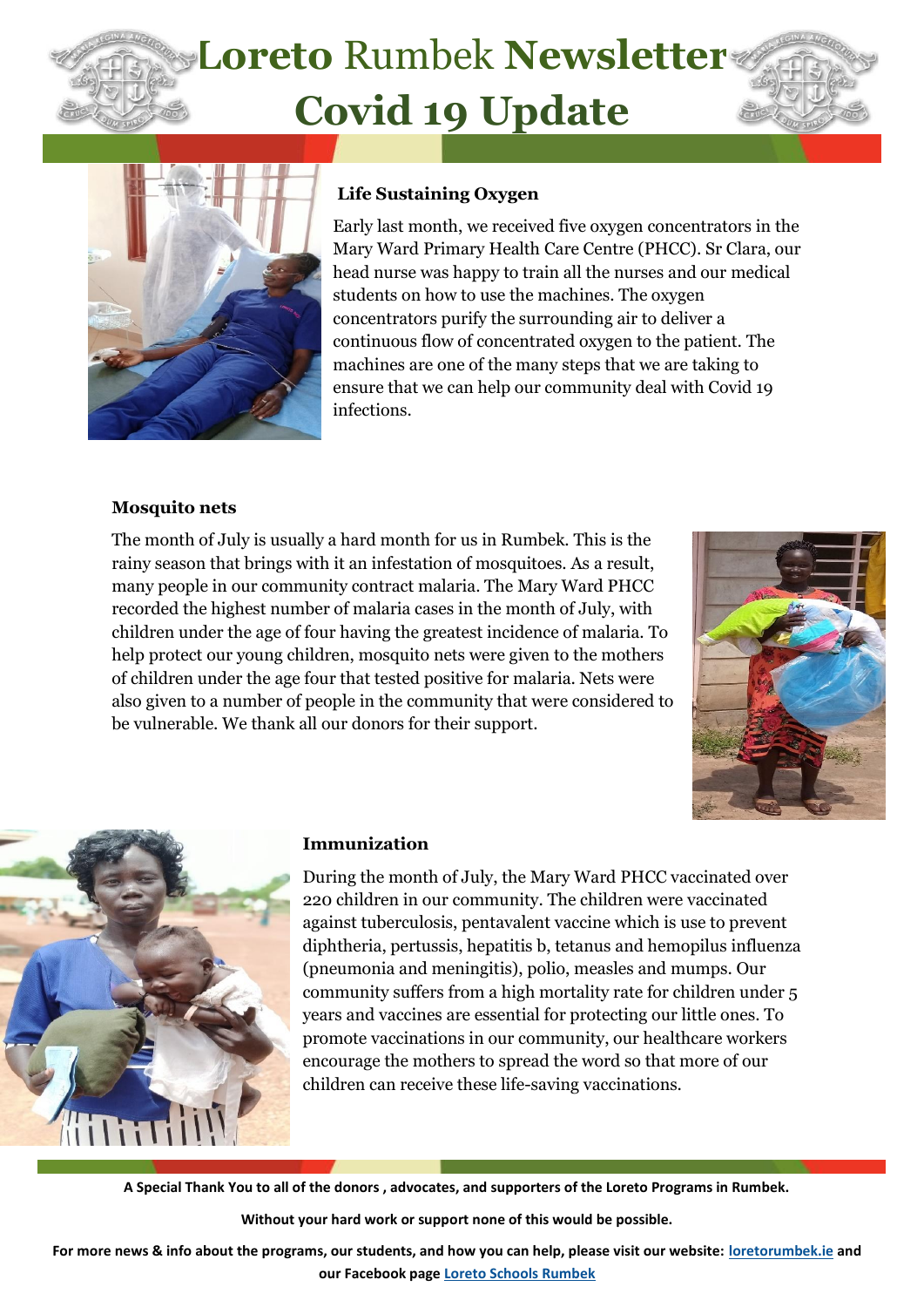# **Loreto** Rumbek **Newsletter**
# Covid 19 Update

### Life Sustaining Oxygen

Early last month, we received five oxygen concentrators in the Mary Ward Primary Health Care Centre (PHCC). Sr Clara, our head nurse was happy to train all the nurses and our medical students on how to use the machines. The oxygen concentrators purify the surrounding air to deliver a continuous flow of concentrated oxygen to the patient. The machines are one of the many steps that we are taking to ensure that we can help our community deal with Covid 19 infections.

### Mosquito nets

The month of July is usually a hard month for us in Rumbek. This is the rainy season that brings with it an infestation of mosquitoes. As a result, many people in our community contract malaria. The Mary Ward PHCC recorded the highest number of malaria cases in the month of July, with children under the age of four having the greatest incidence of malaria. To help protect our young children, mosquito nets were given to the mothers of children under the age four that tested positive for malaria. Nets were also given to a number of people in the community that were considered to be vulnerable. We thank all our donors for their support.

### Immunization

During the month of July, the Mary Ward PHCC vaccinated over 220 children in our community. The children were vaccinated against tuberculosis, pentavalent vaccine which is use to prevent diphtheria, pertussis, hepatitis b, tetanus and hemopilus influenza (pneumonia and meningitis), polio, measles and mumps. Our community suffers from a high mortality rate for children under 5 years and vaccines are essential for protecting our little ones. To promote vaccinations in our community, our healthcare workers encourage the mothers to spread the word so that more of our children can receive these life-saving vaccinations.

**A Special Thank You to all of the donors , advocates, and supporters of the Loreto Programs in Rumbek.**

**Without your hard work or support none of this would be possible.**

**For more news & info about the programs, our students, and how you can help, please visit our website: [loretorumbek.ie](loretorumbek.ie) and our Facebook page [Loreto Schools Rumbek](Loreto Schools Rumbek)**